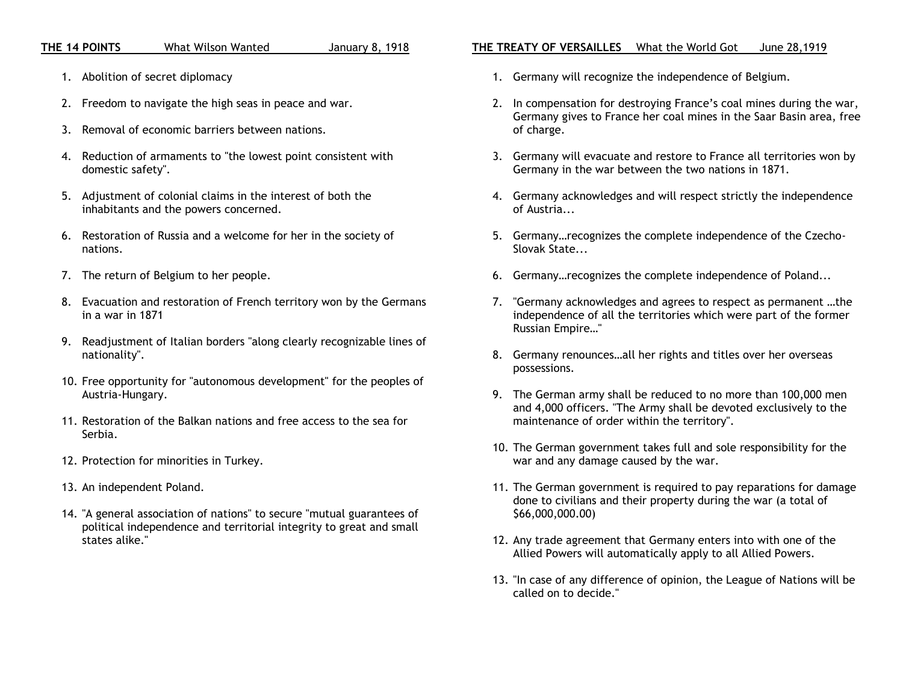**THE 14 POINTS** What Wilson Wanted January 8, 1918

1. Abolition of secret diplomacy
2. Freedom to navigate the high seas in peace and war.
3. Removal of economic barriers between nations.
4. Reduction of armaments to "the lowest point consistent with domestic safety".
5. Adjustment of colonial claims in the interest of both the inhabitants and the powers concerned.
6. Restoration of Russia and a welcome for her in the society of nations.
7. The return of Belgium to her people.
8. Evacuation and restoration of French territory won by the Germans in a war in 1871
9. Readjustment of Italian borders "along clearly recognizable lines of nationality".
10. Free opportunity for "autonomous development" for the peoples of Austria-Hungary.
11. Restoration of the Balkan nations and free access to the sea for Serbia.
12. Protection for minorities in Turkey.
13. An independent Poland.
14. "A general association of nations" to secure "mutual guarantees of political independence and territorial integrity to great and small states alike."

**THE TREATY OF VERSAILLES** What the World Got June 28,1919

1. Germany will recognize the independence of Belgium.
2. In compensation for destroying France's coal mines during the war, Germany gives to France her coal mines in the Saar Basin area, free of charge.
3. Germany will evacuate and restore to France all territories won by Germany in the war between the two nations in 1871.
4. Germany acknowledges and will respect strictly the independence of Austria...
5. Germany…recognizes the complete independence of the Czecho-Slovak State...
6. Germany…recognizes the complete independence of Poland...
7. "Germany acknowledges and agrees to respect as permanent …the independence of all the territories which were part of the former Russian Empire…"
8. Germany renounces…all her rights and titles over her overseas possessions.
9. The German army shall be reduced to no more than 100,000 men and 4,000 officers. "The Army shall be devoted exclusively to the maintenance of order within the territory".
10. The German government takes full and sole responsibility for the war and any damage caused by the war.
11. The German government is required to pay reparations for damage done to civilians and their property during the war (a total of $66,000,000.00)
12. Any trade agreement that Germany enters into with one of the Allied Powers will automatically apply to all Allied Powers.
13. "In case of any difference of opinion, the League of Nations will be called on to decide."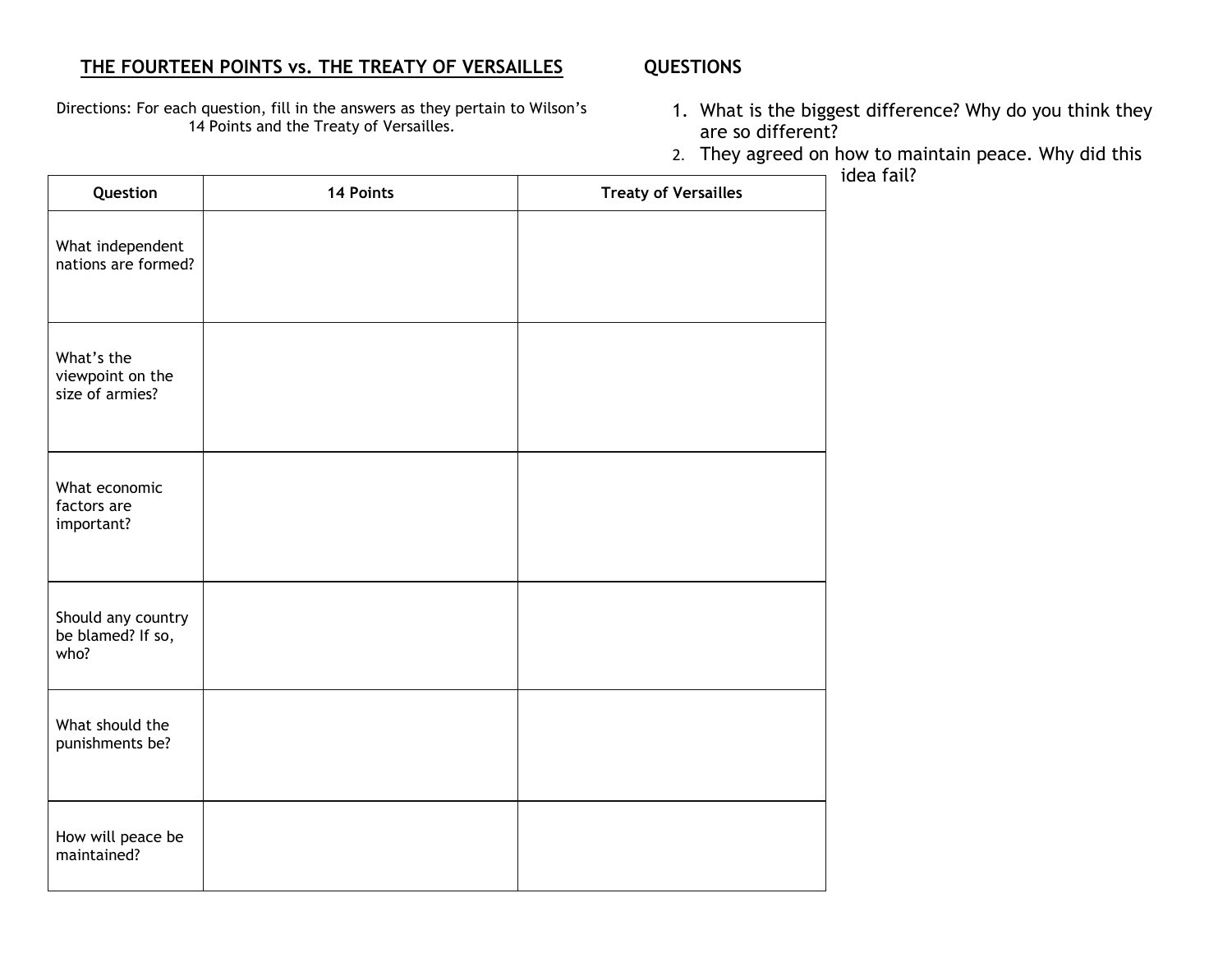## THE FOURTEEN POINTS vs. THE TREATY OF VERSAILLES

Directions: For each question, fill in the answers as they pertain to Wilson's 14 Points and the Treaty of Versailles.

| Question | 14 Points | Treaty of Versailles |
|---|---|---|
| What independent nations are formed? | | |
| What's the viewpoint on the size of armies? | | |
| What economic factors are important? | | |
| Should any country be blamed? If so, who? | | |
| What should the punishments be? | | |
| How will peace be maintained? | | |

## QUESTIONS

1. What is the biggest difference? Why do you think they are so different?
2. They agreed on how to maintain peace. Why did this idea fail?